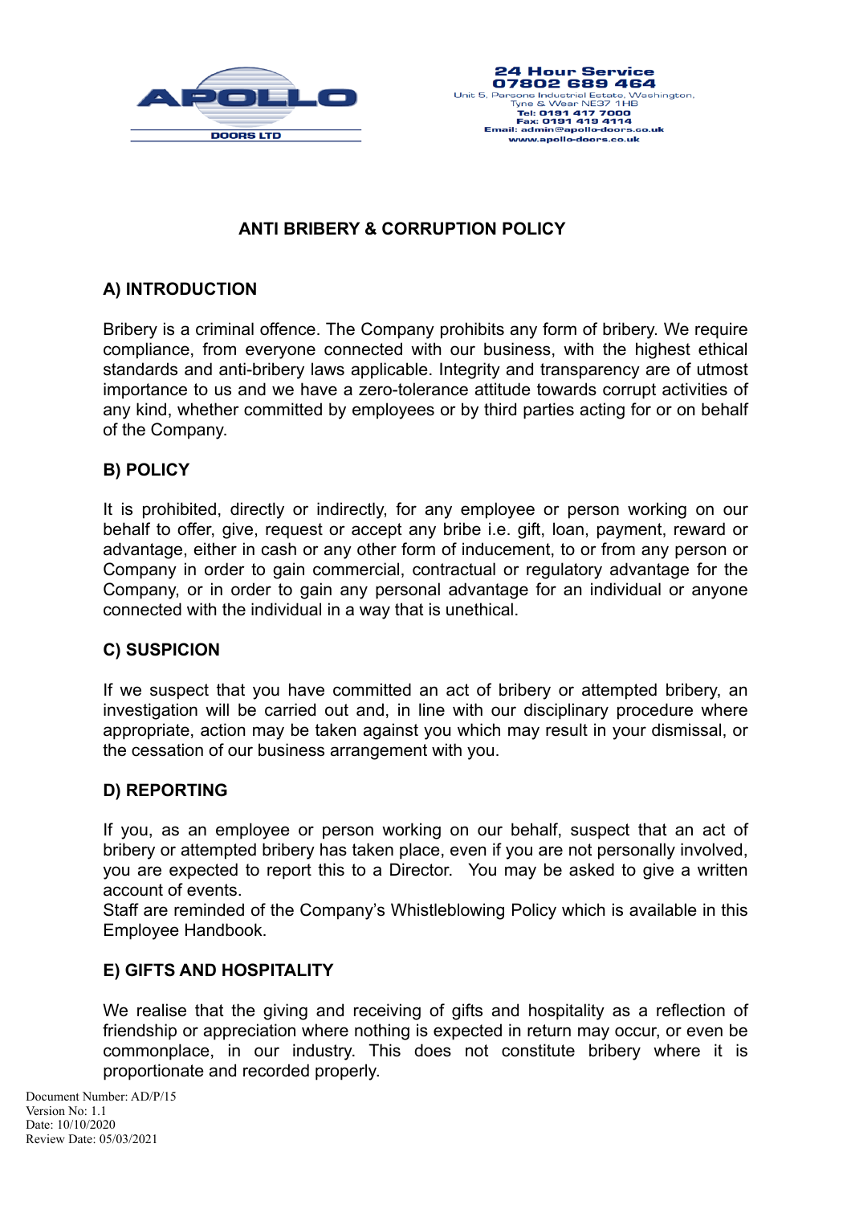APOLLO DOORS LTD

24 Hour Service
07802 689 464
Unit 5, Parsons Industrial Estate, Washington,
Tyne & Wear NE37 1HB
Tel: 0191 417 7000
Fax: 0191 419 4114
Email: admin@apollo-doors.co.uk
www.apollo-doors.co.uk

# ANTI BRIBERY & CORRUPTION POLICY

## A) INTRODUCTION

Bribery is a criminal offence. The Company prohibits any form of bribery. We require compliance, from everyone connected with our business, with the highest ethical standards and anti-bribery laws applicable. Integrity and transparency are of utmost importance to us and we have a zero-tolerance attitude towards corrupt activities of any kind, whether committed by employees or by third parties acting for or on behalf of the Company.

## B) POLICY

It is prohibited, directly or indirectly, for any employee or person working on our behalf to offer, give, request or accept any bribe i.e. gift, loan, payment, reward or advantage, either in cash or any other form of inducement, to or from any person or Company in order to gain commercial, contractual or regulatory advantage for the Company, or in order to gain any personal advantage for an individual or anyone connected with the individual in a way that is unethical.

## C) SUSPICION

If we suspect that you have committed an act of bribery or attempted bribery, an investigation will be carried out and, in line with our disciplinary procedure where appropriate, action may be taken against you which may result in your dismissal, or the cessation of our business arrangement with you.

## D) REPORTING

If you, as an employee or person working on our behalf, suspect that an act of bribery or attempted bribery has taken place, even if you are not personally involved, you are expected to report this to a Director. You may be asked to give a written account of events.
Staff are reminded of the Company's Whistleblowing Policy which is available in this Employee Handbook.

## E) GIFTS AND HOSPITALITY

We realise that the giving and receiving of gifts and hospitality as a reflection of friendship or appreciation where nothing is expected in return may occur, or even be commonplace, in our industry. This does not constitute bribery where it is proportionate and recorded properly.

Document Number: AD/P/15
Version No: 1.1
Date: 10/10/2020
Review Date: 05/03/2021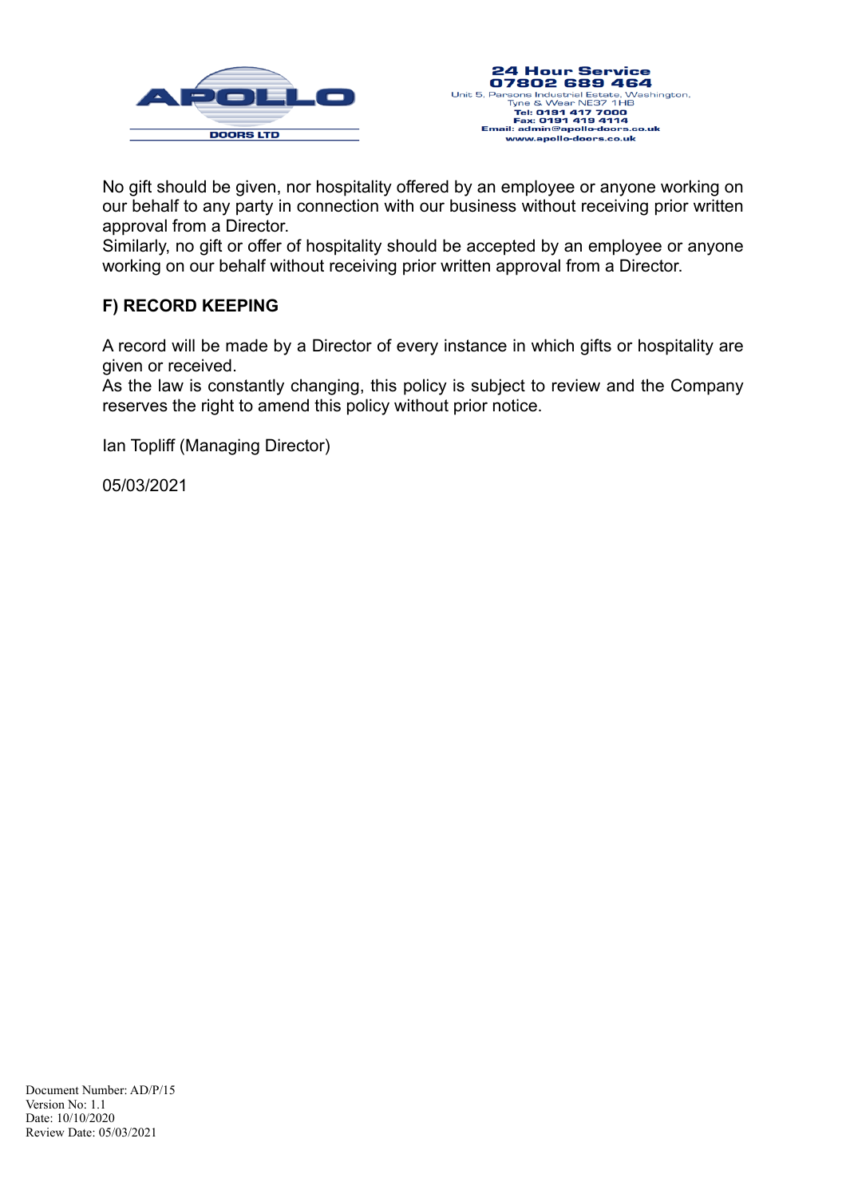No gift should be given, nor hospitality offered by an employee or anyone working on our behalf to any party in connection with our business without receiving prior written approval from a Director.
Similarly, no gift or offer of hospitality should be accepted by an employee or anyone working on our behalf without receiving prior written approval from a Director.

## F) RECORD KEEPING

A record will be made by a Director of every instance in which gifts or hospitality are given or received.
As the law is constantly changing, this policy is subject to review and the Company reserves the right to amend this policy without prior notice.

Ian Topliff (Managing Director)

05/03/2021

Document Number: AD/P/15
Version No: 1.1
Date: 10/10/2020
Review Date: 05/03/2021